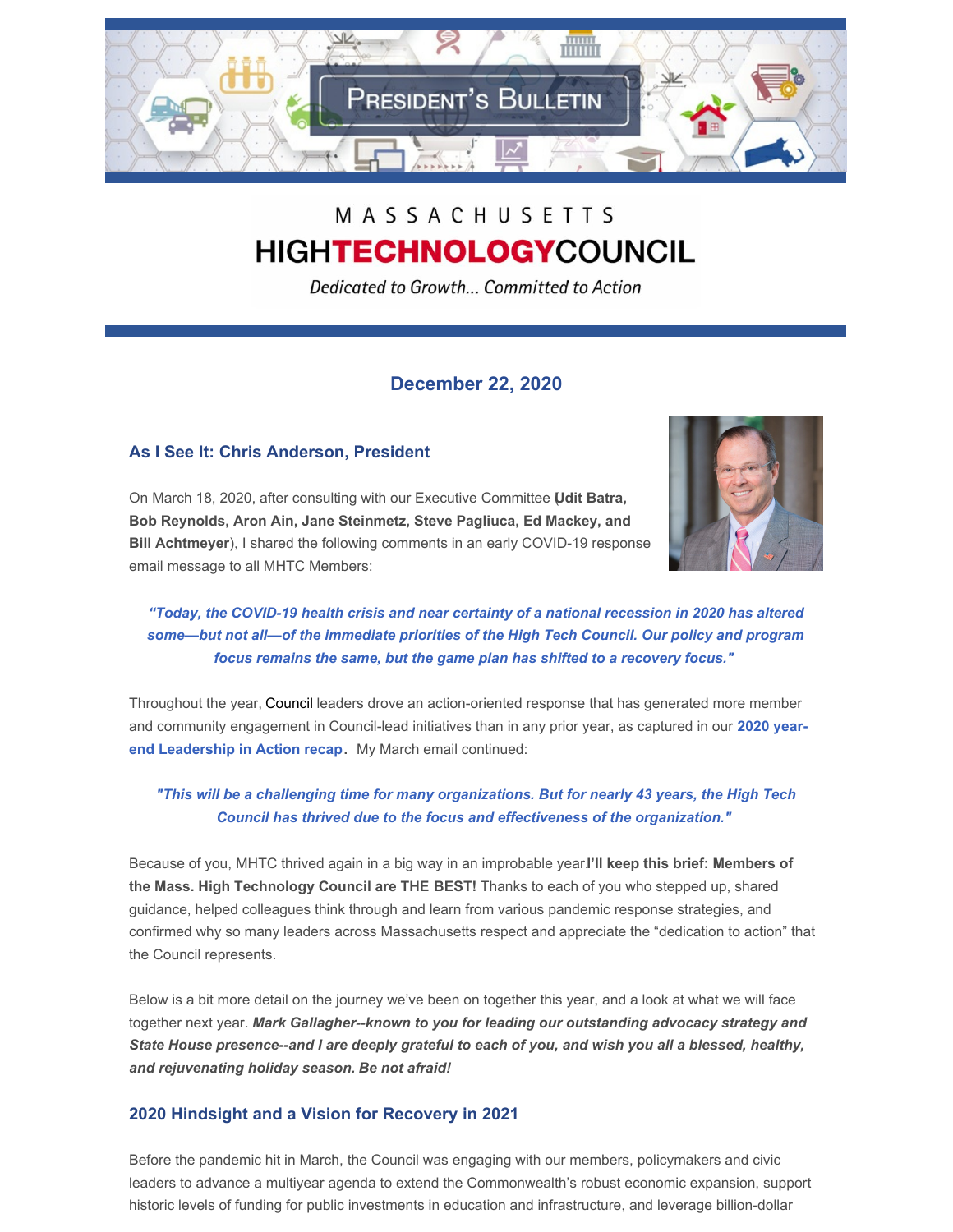PRESIDENT'S BULLETIN

MASSACHUSETTS
HIGHTECHNOLOGYCOUNCIL

*Dedicated to Growth... Committed to Action*

## December 22, 2020

### As I See It: Chris Anderson, President

On March 18, 2020, after consulting with our Executive Committee (**Udit Batra, Bob Reynolds, Aron Ain, Jane Steinmetz, Steve Pagliuca, Ed Mackey, and Bill Achtmeyer**), I shared the following comments in an early COVID-19 response email message to all MHTC Members:

> ***"Today, the COVID-19 health crisis and near certainty of a national recession in 2020 has altered some—but not all—of the immediate priorities of the High Tech Council. Our policy and program focus remains the same, but the game plan has shifted to a recovery focus."***

Throughout the year, Council leaders drove an action-oriented response that has generated more member and community engagement in Council-lead initiatives than in any prior year, as captured in our **2020 year-end Leadership in Action recap**. My March email continued:

> ***"This will be a challenging time for many organizations. But for nearly 43 years, the High Tech Council has thrived due to the focus and effectiveness of the organization."***

Because of you, MHTC thrived again in a big way in an improbable year. **I'll keep this brief: Members of the Mass. High Technology Council are THE BEST!** Thanks to each of you who stepped up, shared guidance, helped colleagues think through and learn from various pandemic response strategies, and confirmed why so many leaders across Massachusetts respect and appreciate the "dedication to action" that the Council represents.

Below is a bit more detail on the journey we've been on together this year, and a look at what we will face together next year. ***Mark Gallagher--known to you for leading our outstanding advocacy strategy and State House presence--and I are deeply grateful to each of you, and wish you all a blessed, healthy, and rejuvenating holiday season. Be not afraid!***

### 2020 Hindsight and a Vision for Recovery in 2021

Before the pandemic hit in March, the Council was engaging with our members, policymakers and civic leaders to advance a multiyear agenda to extend the Commonwealth's robust economic expansion, support historic levels of funding for public investments in education and infrastructure, and leverage billion-dollar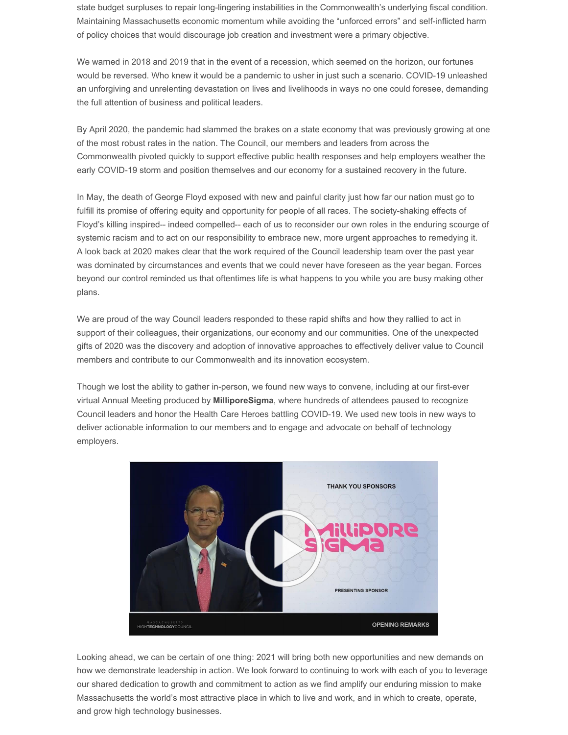state budget surpluses to repair long-lingering instabilities in the Commonwealth's underlying fiscal condition. Maintaining Massachusetts economic momentum while avoiding the "unforced errors" and self-inflicted harm of policy choices that would discourage job creation and investment were a primary objective.

We warned in 2018 and 2019 that in the event of a recession, which seemed on the horizon, our fortunes would be reversed. Who knew it would be a pandemic to usher in just such a scenario. COVID-19 unleashed an unforgiving and unrelenting devastation on lives and livelihoods in ways no one could foresee, demanding the full attention of business and political leaders.

By April 2020, the pandemic had slammed the brakes on a state economy that was previously growing at one of the most robust rates in the nation. The Council, our members and leaders from across the Commonwealth pivoted quickly to support effective public health responses and help employers weather the early COVID-19 storm and position themselves and our economy for a sustained recovery in the future.

In May, the death of George Floyd exposed with new and painful clarity just how far our nation must go to fulfill its promise of offering equity and opportunity for people of all races. The society-shaking effects of Floyd's killing inspired-- indeed compelled-- each of us to reconsider our own roles in the enduring scourge of systemic racism and to act on our responsibility to embrace new, more urgent approaches to remedying it. A look back at 2020 makes clear that the work required of the Council leadership team over the past year was dominated by circumstances and events that we could never have foreseen as the year began. Forces beyond our control reminded us that oftentimes life is what happens to you while you are busy making other plans.

We are proud of the way Council leaders responded to these rapid shifts and how they rallied to act in support of their colleagues, their organizations, our economy and our communities. One of the unexpected gifts of 2020 was the discovery and adoption of innovative approaches to effectively deliver value to Council members and contribute to our Commonwealth and its innovation ecosystem.

Though we lost the ability to gather in-person, we found new ways to convene, including at our first-ever virtual Annual Meeting produced by **MilliporeSigma**, where hundreds of attendees paused to recognize Council leaders and honor the Health Care Heroes battling COVID-19. We used new tools in new ways to deliver actionable information to our members and to engage and advocate on behalf of technology employers.

Looking ahead, we can be certain of one thing: 2021 will bring both new opportunities and new demands on how we demonstrate leadership in action. We look forward to continuing to work with each of you to leverage our shared dedication to growth and commitment to action as we find amplify our enduring mission to make Massachusetts the world's most attractive place in which to live and work, and in which to create, operate, and grow high technology businesses.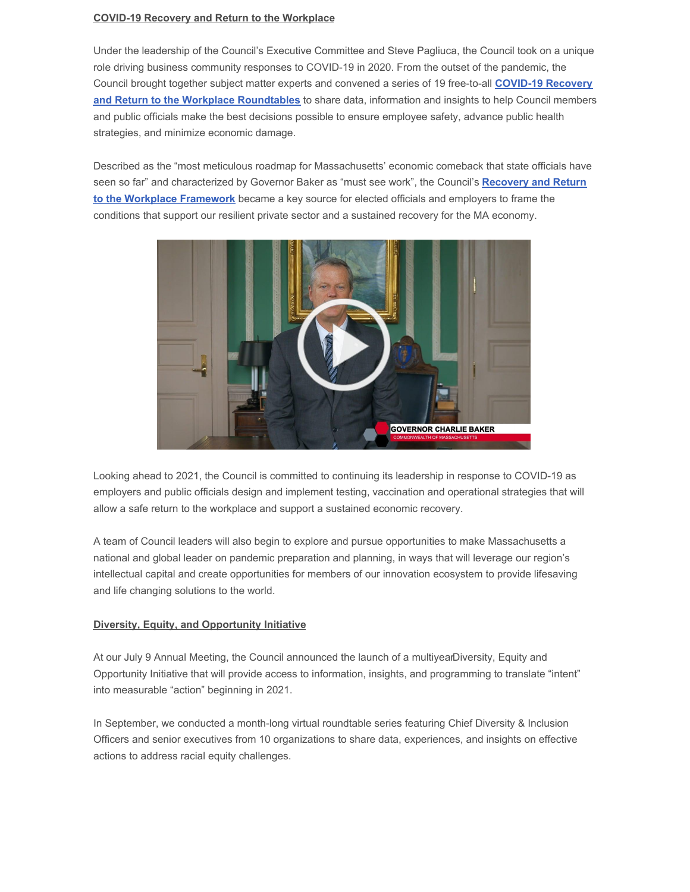**COVID-19 Recovery and Return to the Workplace**

Under the leadership of the Council's Executive Committee and Steve Pagliuca, the Council took on a unique role driving business community responses to COVID-19 in 2020. From the outset of the pandemic, the Council brought together subject matter experts and convened a series of 19 free-to-all **COVID-19 Recovery and Return to the Workplace Roundtables** to share data, information and insights to help Council members and public officials make the best decisions possible to ensure employee safety, advance public health strategies, and minimize economic damage.

Described as the "most meticulous roadmap for Massachusetts' economic comeback that state officials have seen so far" and characterized by Governor Baker as "must see work", the Council's **Recovery and Return to the Workplace Framework** became a key source for elected officials and employers to frame the conditions that support our resilient private sector and a sustained recovery for the MA economy.

Looking ahead to 2021, the Council is committed to continuing its leadership in response to COVID-19 as employers and public officials design and implement testing, vaccination and operational strategies that will allow a safe return to the workplace and support a sustained economic recovery.

A team of Council leaders will also begin to explore and pursue opportunities to make Massachusetts a national and global leader on pandemic preparation and planning, in ways that will leverage our region's intellectual capital and create opportunities for members of our innovation ecosystem to provide lifesaving and life changing solutions to the world.

**Diversity, Equity, and Opportunity Initiative**

At our July 9 Annual Meeting, the Council announced the launch of a multiyear Diversity, Equity and Opportunity Initiative that will provide access to information, insights, and programming to translate "intent" into measurable "action" beginning in 2021.

In September, we conducted a month-long virtual roundtable series featuring Chief Diversity & Inclusion Officers and senior executives from 10 organizations to share data, experiences, and insights on effective actions to address racial equity challenges.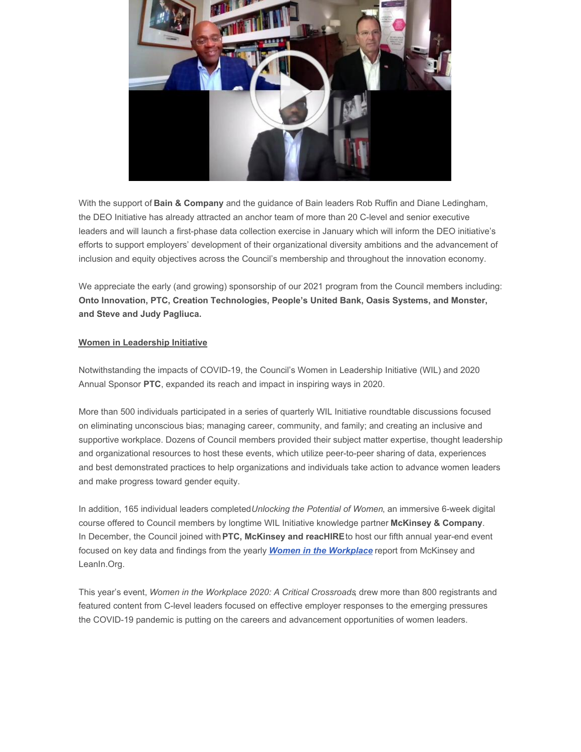With the support of **Bain & Company** and the guidance of Bain leaders Rob Ruffin and Diane Ledingham, the DEO Initiative has already attracted an anchor team of more than 20 C-level and senior executive leaders and will launch a first-phase data collection exercise in January which will inform the DEO initiative's efforts to support employers' development of their organizational diversity ambitions and the advancement of inclusion and equity objectives across the Council's membership and throughout the innovation economy.

We appreciate the early (and growing) sponsorship of our 2021 program from the Council members including: **Onto Innovation, PTC, Creation Technologies, People's United Bank, Oasis Systems, and Monster, and Steve and Judy Pagliuca.**

**Women in Leadership Initiative**

Notwithstanding the impacts of COVID-19, the Council's Women in Leadership Initiative (WIL) and 2020 Annual Sponsor **PTC**, expanded its reach and impact in inspiring ways in 2020.

More than 500 individuals participated in a series of quarterly WIL Initiative roundtable discussions focused on eliminating unconscious bias; managing career, community, and family; and creating an inclusive and supportive workplace. Dozens of Council members provided their subject matter expertise, thought leadership and organizational resources to host these events, which utilize peer-to-peer sharing of data, experiences and best demonstrated practices to help organizations and individuals take action to advance women leaders and make progress toward gender equity.

In addition, 165 individual leaders completed *Unlocking the Potential of Women*, an immersive 6-week digital course offered to Council members by longtime WIL Initiative knowledge partner **McKinsey & Company**. In December, the Council joined with **PTC, McKinsey and reacHIRE** to host our fifth annual year-end event focused on key data and findings from the yearly ***Women in the Workplace*** report from McKinsey and LeanIn.Org.

This year's event, *Women in the Workplace 2020: A Critical Crossroads*, drew more than 800 registrants and featured content from C-level leaders focused on effective employer responses to the emerging pressures the COVID-19 pandemic is putting on the careers and advancement opportunities of women leaders.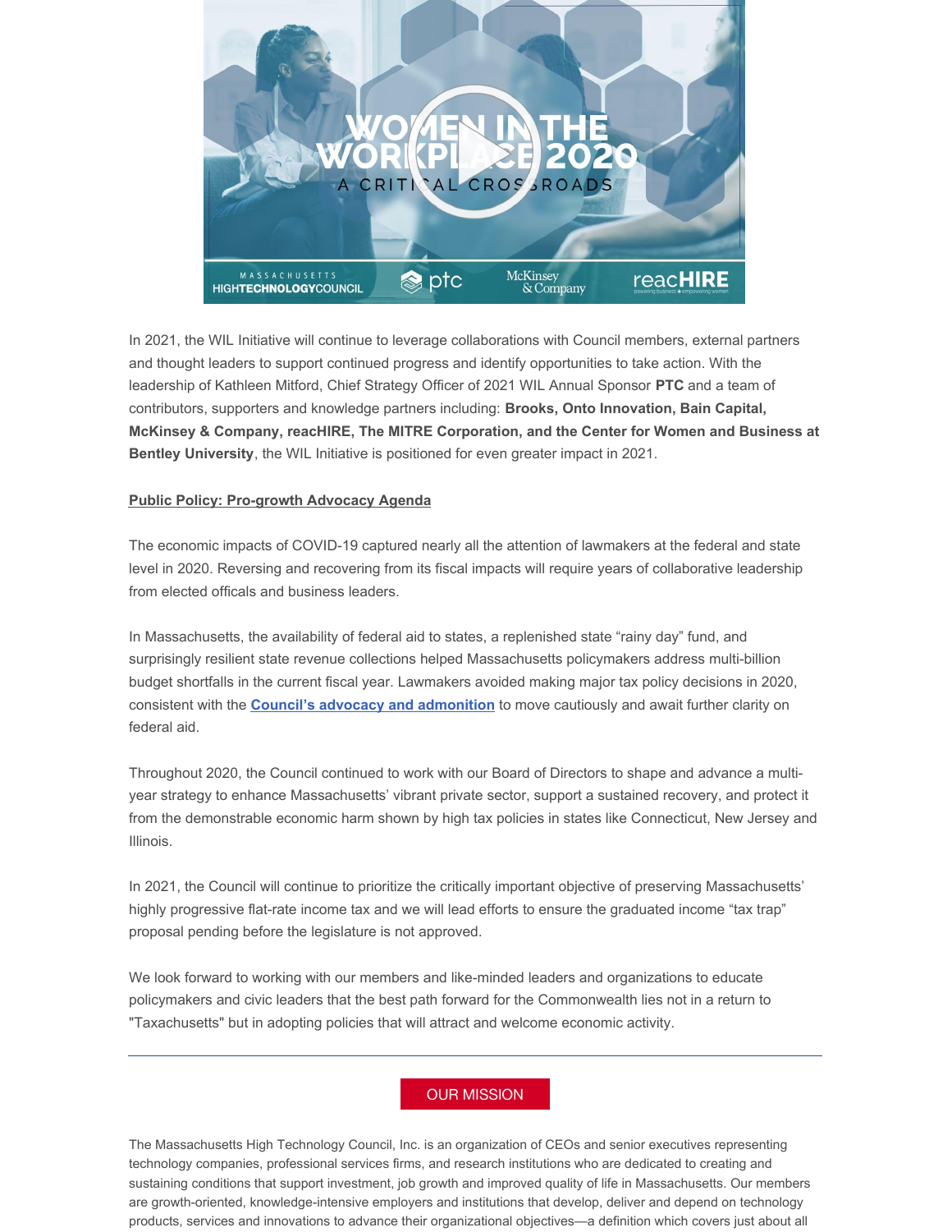In 2021, the WIL Initiative will continue to leverage collaborations with Council members, external partners and thought leaders to support continued progress and identify opportunities to take action. With the leadership of Kathleen Mitford, Chief Strategy Officer of 2021 WIL Annual Sponsor **PTC** and a team of contributors, supporters and knowledge partners including: **Brooks, Onto Innovation, Bain Capital, McKinsey & Company, reacHIRE, The MITRE Corporation, and the Center for Women and Business at Bentley University**, the WIL Initiative is positioned for even greater impact in 2021.

**Public Policy: Pro-growth Advocacy Agenda**

The economic impacts of COVID-19 captured nearly all the attention of lawmakers at the federal and state level in 2020. Reversing and recovering from its fiscal impacts will require years of collaborative leadership from elected officals and business leaders.

In Massachusetts, the availability of federal aid to states, a replenished state "rainy day" fund, and surprisingly resilient state revenue collections helped Massachusetts policymakers address multi-billion budget shortfalls in the current fiscal year. Lawmakers avoided making major tax policy decisions in 2020, consistent with the **Council's advocacy and admonition** to move cautiously and await further clarity on federal aid.

Throughout 2020, the Council continued to work with our Board of Directors to shape and advance a multi-year strategy to enhance Massachusetts' vibrant private sector, support a sustained recovery, and protect it from the demonstrable economic harm shown by high tax policies in states like Connecticut, New Jersey and Illinois.

In 2021, the Council will continue to prioritize the critically important objective of preserving Massachusetts' highly progressive flat-rate income tax and we will lead efforts to ensure the graduated income "tax trap" proposal pending before the legislature is not approved.

We look forward to working with our members and like-minded leaders and organizations to educate policymakers and civic leaders that the best path forward for the Commonwealth lies not in a return to "Taxachusetts" but in adopting policies that will attract and welcome economic activity.

---

OUR MISSION

The Massachusetts High Technology Council, Inc. is an organization of CEOs and senior executives representing technology companies, professional services firms, and research institutions who are dedicated to creating and sustaining conditions that support investment, job growth and improved quality of life in Massachusetts. Our members are growth-oriented, knowledge-intensive employers and institutions that develop, deliver and depend on technology products, services and innovations to advance their organizational objectives—a definition which covers just about all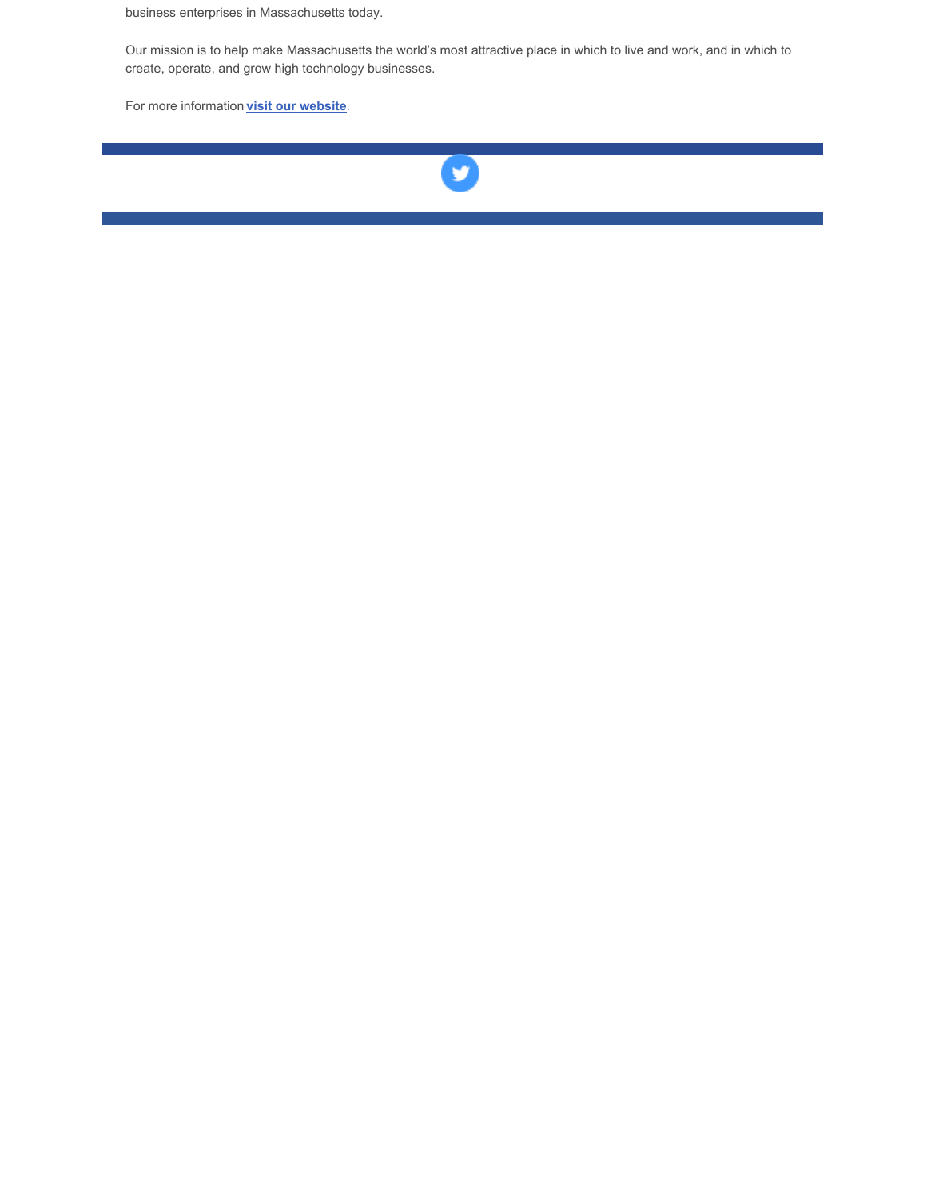business enterprises in Massachusetts today.

Our mission is to help make Massachusetts the world's most attractive place in which to live and work, and in which to create, operate, and grow high technology businesses.

For more information **visit our website**.